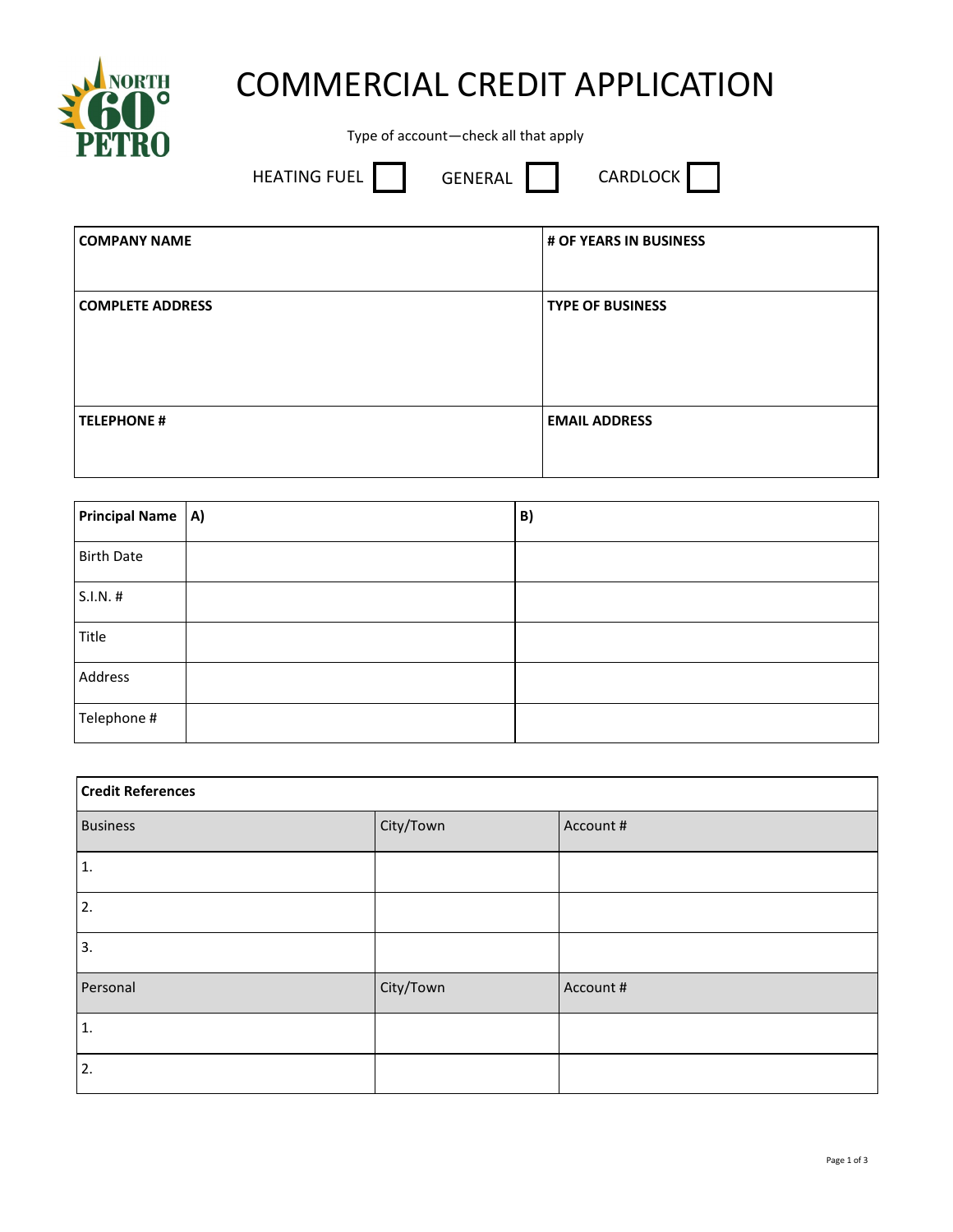# COMMERCIAL CREDIT APPLICATION

Type of account—check all that apply

HEATING FUEL ☐ GENERAL ☐ CARDLOCK ☐

| COMPANY NAME | # OF YEARS IN BUSINESS |
|---|---|
| COMPLETE ADDRESS | TYPE OF BUSINESS |
| TELEPHONE # | EMAIL ADDRESS |

| Principal Name | A) | B) |
|---|---|---|
| Birth Date | | |
| S.I.N. # | | |
| Title | | |
| Address | | |
| Telephone # | | |

| Credit References | | |
|---|---|---|
| Business | City/Town | Account # |
| 1. | | |
| 2. | | |
| 3. | | |
| Personal | City/Town | Account # |
| 1. | | |
| 2. | | |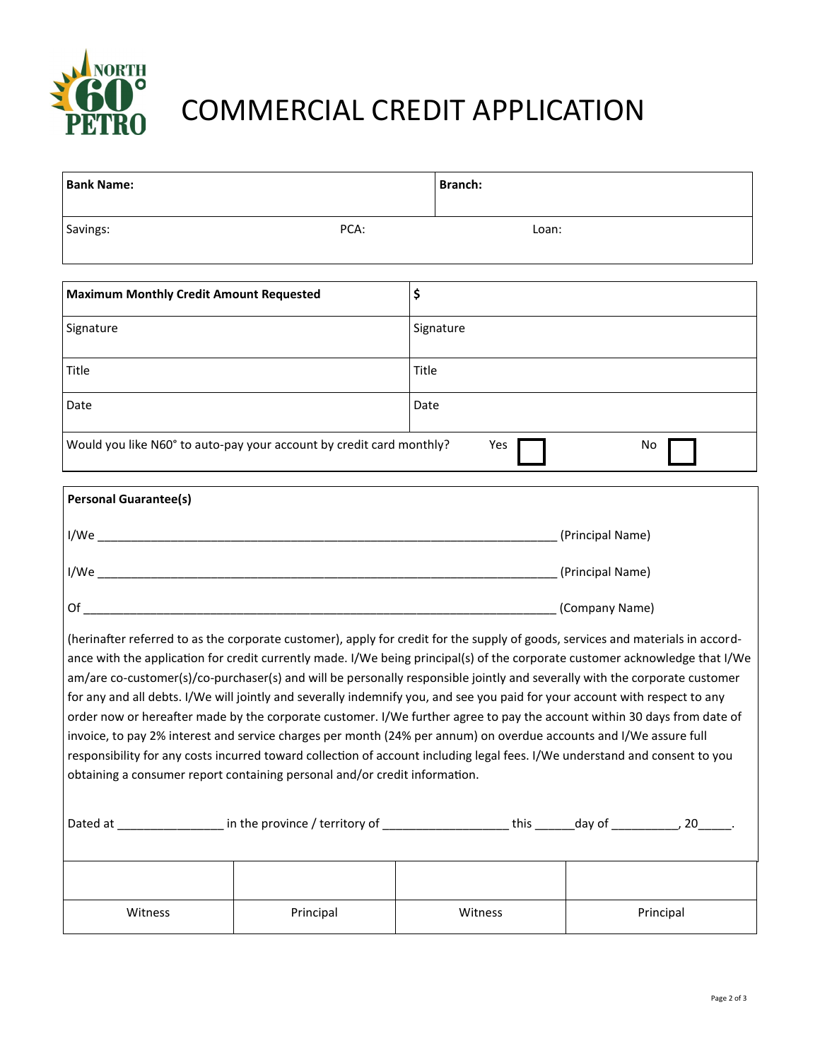# COMMERCIAL CREDIT APPLICATION

| **Bank Name:** | | **Branch:** |
|---|---|---|
| Savings: | PCA: | Loan: |

| **Maximum Monthly Credit Amount Requested** | **$** |
|---|---|
| Signature | Signature |
| Title | Title |
| Date | Date |

Would you like N60° to auto-pay your account by credit card monthly? Yes ☐ No ☐

**Personal Guarantee(s)**

I/We __________________________________________________________________ (Principal Name)

I/We __________________________________________________________________ (Principal Name)

Of ____________________________________________________________________ (Company Name)

(herinafter referred to as the corporate customer), apply for credit for the supply of goods, services and materials in accordance with the application for credit currently made. I/We being principal(s) of the corporate customer acknowledge that I/We am/are co-customer(s)/co-purchaser(s) and will be personally responsible jointly and severally with the corporate customer for any and all debts. I/We will jointly and severally indemnify you, and see you paid for your account with respect to any order now or hereafter made by the corporate customer. I/We further agree to pay the account within 30 days from date of invoice, to pay 2% interest and service charges per month (24% per annum) on overdue accounts and I/We assure full responsibility for any costs incurred toward collection of account including legal fees. I/We understand and consent to you obtaining a consumer report containing personal and/or credit information.

Dated at _______________ in the province / territory of __________________ this ______day of __________, 20_____.

| | | | |
|---|---|---|---|
| Witness | Principal | Witness | Principal |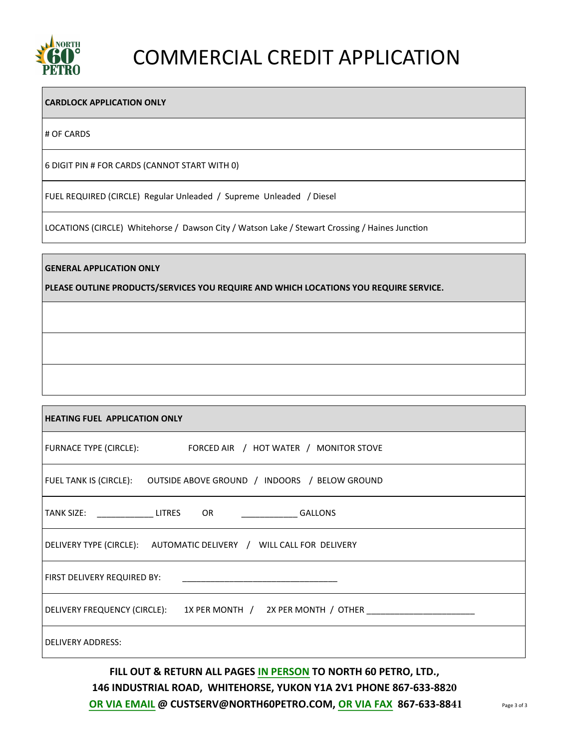# COMMERCIAL CREDIT APPLICATION

| **CARDLOCK APPLICATION ONLY** |
| --- |
| # OF CARDS |
| 6 DIGIT PIN # FOR CARDS (CANNOT START WITH 0) |
| FUEL REQUIRED (CIRCLE) Regular Unleaded / Supreme Unleaded / Diesel |
| LOCATIONS (CIRCLE) Whitehorse / Dawson City / Watson Lake / Stewart Crossing / Haines Junction |

| **GENERAL APPLICATION ONLY**<br>**PLEASE OUTLINE PRODUCTS/SERVICES YOU REQUIRE AND WHICH LOCATIONS YOU REQUIRE SERVICE.** |
| --- |
| |
| |
| |

| **HEATING FUEL APPLICATION ONLY** |
| --- |
| FURNACE TYPE (CIRCLE): FORCED AIR / HOT WATER / MONITOR STOVE |
| FUEL TANK IS (CIRCLE): OUTSIDE ABOVE GROUND / INDOORS / BELOW GROUND |
| TANK SIZE: ____________ LITRES OR ____________ GALLONS |
| DELIVERY TYPE (CIRCLE): AUTOMATIC DELIVERY / WILL CALL FOR DELIVERY |
| FIRST DELIVERY REQUIRED BY: _________________________________ |
| DELIVERY FREQUENCY (CIRCLE): 1X PER MONTH / 2X PER MONTH / OTHER _______________________ |
| DELIVERY ADDRESS: |

**FILL OUT & RETURN ALL PAGES IN PERSON TO NORTH 60 PETRO, LTD., 146 INDUSTRIAL ROAD, WHITEHORSE, YUKON Y1A 2V1 PHONE 867-633-8820 OR VIA EMAIL @ CUSTSERV@NORTH60PETRO.COM, OR VIA FAX 867-633-8841**